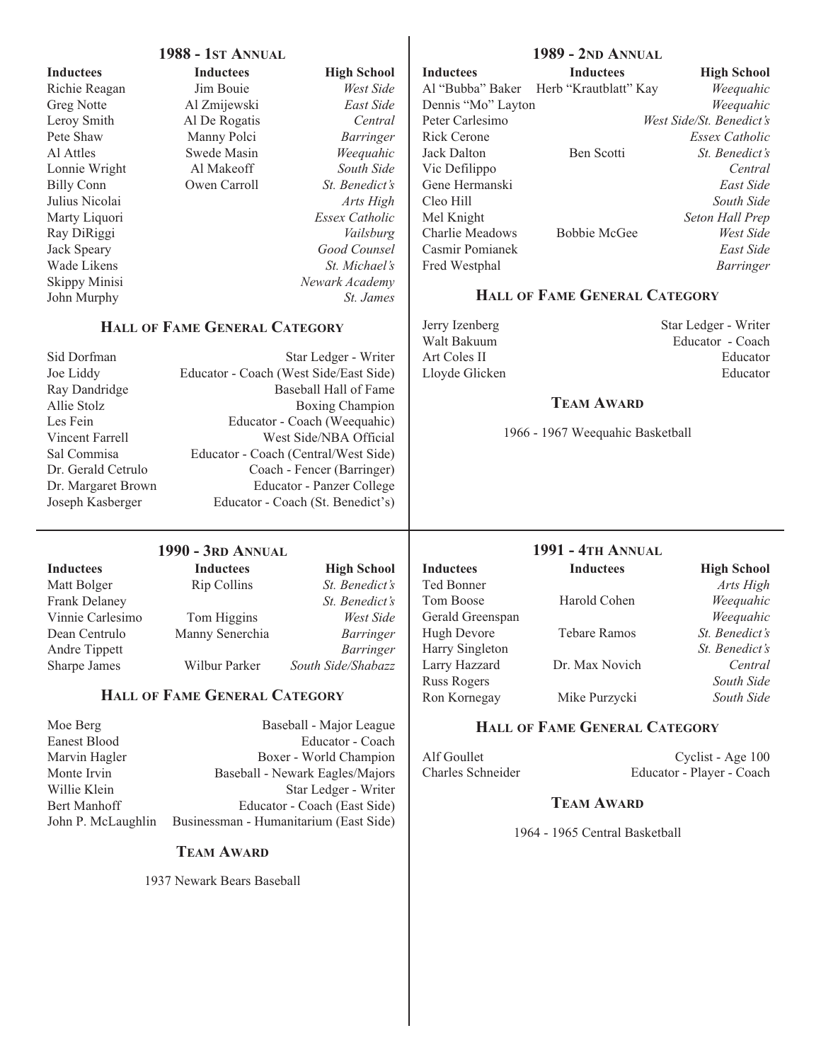## 1988 - 1st Annual

| Inductees | Inductees | High School |
|---|---|---|
| Richie Reagan | Jim Bouie | *West Side* |
| Greg Notte | Al Zmijewski | *East Side* |
| Leroy Smith | Al De Rogatis | *Central* |
| Pete Shaw | Manny Polci | *Barringer* |
| Al Attles | Swede Masin | *Weequahic* |
| Lonnie Wright | Al Makeoff | *South Side* |
| Billy Conn | Owen Carroll | *St. Benedict's* |
| Julius Nicolai | | *Arts High* |
| Marty Liquori | | *Essex Catholic* |
| Ray DiRiggi | | *Vailsburg* |
| Jack Speary | | *Good Counsel* |
| Wade Likens | | *St. Michael's* |
| Skippy Minisi | | *Newark Academy* |
| John Murphy | | *St. James* |

### Hall of Fame General Category

| | |
|---|---|
| Sid Dorfman | Star Ledger - Writer |
| Joe Liddy | Educator - Coach (West Side/East Side) |
| Ray Dandridge | Baseball Hall of Fame |
| Allie Stolz | Boxing Champion |
| Les Fein | Educator - Coach (Weequahic) |
| Vincent Farrell | West Side/NBA Official |
| Sal Commisa | Educator - Coach (Central/West Side) |
| Dr. Gerald Cetrulo | Coach - Fencer (Barringer) |
| Dr. Margaret Brown | Educator - Panzer College |
| Joseph Kasberger | Educator - Coach (St. Benedict's) |

## 1989 - 2nd Annual

| Inductees | Inductees | High School |
|---|---|---|
| Al "Bubba" Baker | Herb "Krautblatt" Kay | *Weequahic* |
| Dennis "Mo" Layton | | *Weequahic* |
| Peter Carlesimo | | *West Side/St. Benedict's* |
| Rick Cerone | | *Essex Catholic* |
| Jack Dalton | Ben Scotti | *St. Benedict's* |
| Vic Defilippo | | *Central* |
| Gene Hermanski | | *East Side* |
| Cleo Hill | | *South Side* |
| Mel Knight | | *Seton Hall Prep* |
| Charlie Meadows | Bobbie McGee | *West Side* |
| Casmir Pomianek | | *East Side* |
| Fred Westphal | | *Barringer* |

### Hall of Fame General Category

| | |
|---|---|
| Jerry Izenberg | Star Ledger - Writer |
| Walt Bakuum | Educator - Coach |
| Art Coles II | Educator |
| Lloyde Glicken | Educator |

### Team Award

1966 - 1967 Weequahic Basketball

## 1990 - 3rd Annual

| Inductees | Inductees | High School |
|---|---|---|
| Matt Bolger | Rip Collins | *St. Benedict's* |
| Frank Delaney | | *St. Benedict's* |
| Vinnie Carlesimo | Tom Higgins | *West Side* |
| Dean Centrulo | Manny Senerchia | *Barringer* |
| Andre Tippett | | *Barringer* |
| Sharpe James | Wilbur Parker | *South Side/Shabazz* |

### Hall of Fame General Category

| | |
|---|---|
| Moe Berg | Baseball - Major League |
| Eanest Blood | Educator - Coach |
| Marvin Hagler | Boxer - World Champion |
| Monte Irvin | Baseball - Newark Eagles/Majors |
| Willie Klein | Star Ledger - Writer |
| Bert Manhoff | Educator - Coach (East Side) |
| John P. McLaughlin | Businessman - Humanitarian (East Side) |

### Team Award

1937 Newark Bears Baseball

## 1991 - 4th Annual

| Inductees | Inductees | High School |
|---|---|---|
| Ted Bonner | | *Arts High* |
| Tom Boose | Harold Cohen | *Weequahic* |
| Gerald Greenspan | | *Weequahic* |
| Hugh Devore | Tebare Ramos | *St. Benedict's* |
| Harry Singleton | | *St. Benedict's* |
| Larry Hazzard | Dr. Max Novich | *Central* |
| Russ Rogers | | *South Side* |
| Ron Kornegay | Mike Purzycki | *South Side* |

### Hall of Fame General Category

| | |
|---|---|
| Alf Goullet | Cyclist - Age 100 |
| Charles Schneider | Educator - Player - Coach |

### Team Award

1964 - 1965 Central Basketball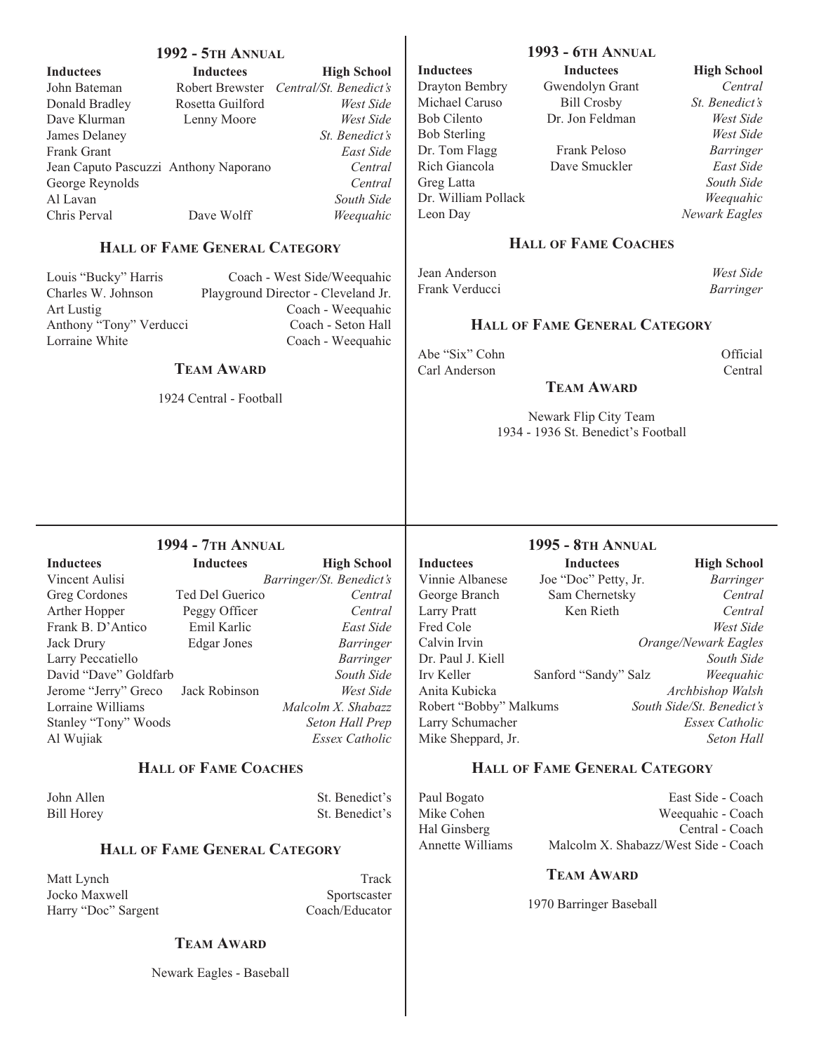## 1992 - 5th Annual

| Inductees | Inductees | High School |
|---|---|---|
| John Bateman | Robert Brewster | *Central/St. Benedict's* |
| Donald Bradley | Rosetta Guilford | *West Side* |
| Dave Klurman | Lenny Moore | *West Side* |
| James Delaney | | *St. Benedict's* |
| Frank Grant | | *East Side* |
| Jean Caputo Pascuzzi | Anthony Naporano | *Central* |
| George Reynolds | | *Central* |
| Al Lavan | | *South Side* |
| Chris Perval | Dave Wolff | *Weequahic* |

### Hall of Fame General Category

| | |
|---|---|
| Louis "Bucky" Harris | Coach - West Side/Weequahic |
| Charles W. Johnson | Playground Director - Cleveland Jr. |
| Art Lustig | Coach - Weequahic |
| Anthony "Tony" Verducci | Coach - Seton Hall |
| Lorraine White | Coach - Weequahic |

### Team Award

1924 Central - Football

## 1993 - 6th Annual

| Inductees | Inductees | High School |
|---|---|---|
| Drayton Bembry | Gwendolyn Grant | *Central* |
| Michael Caruso | Bill Crosby | *St. Benedict's* |
| Bob Cilento | Dr. Jon Feldman | *West Side* |
| Bob Sterling | | *West Side* |
| Dr. Tom Flagg | Frank Peloso | *Barringer* |
| Rich Giancola | Dave Smuckler | *East Side* |
| Greg Latta | | *South Side* |
| Dr. William Pollack | | *Weequahic* |
| Leon Day | | *Newark Eagles* |

### Hall of Fame Coaches

| | |
|---|---|
| Jean Anderson | *West Side* |
| Frank Verducci | *Barringer* |

### Hall of Fame General Category

| | |
|---|---|
| Abe "Six" Cohn | Official |
| Carl Anderson | Central |

### Team Award

Newark Flip City Team
1934 - 1936 St. Benedict's Football

## 1994 - 7th Annual

| Inductees | Inductees | High School |
|---|---|---|
| Vincent Aulisi | | *Barringer/St. Benedict's* |
| Greg Cordones | Ted Del Guerico | *Central* |
| Arther Hopper | Peggy Officer | *Central* |
| Frank B. D'Antico | Emil Karlic | *East Side* |
| Jack Drury | Edgar Jones | *Barringer* |
| Larry Peccatiello | | *Barringer* |
| David "Dave" Goldfarb | | *South Side* |
| Jerome "Jerry" Greco | Jack Robinson | *West Side* |
| Lorraine Williams | | *Malcolm X. Shabazz* |
| Stanley "Tony" Woods | | *Seton Hall Prep* |
| Al Wujiak | | *Essex Catholic* |

### Hall of Fame Coaches

| | |
|---|---|
| John Allen | St. Benedict's |
| Bill Horey | St. Benedict's |

### Hall of Fame General Category

| | |
|---|---|
| Matt Lynch | Track |
| Jocko Maxwell | Sportscaster |
| Harry "Doc" Sargent | Coach/Educator |

### Team Award

Newark Eagles - Baseball

## 1995 - 8th Annual

| Inductees | Inductees | High School |
|---|---|---|
| Vinnie Albanese | Joe "Doc" Petty, Jr. | *Barringer* |
| George Branch | Sam Chernetsky | *Central* |
| Larry Pratt | Ken Rieth | *Central* |
| Fred Cole | | *West Side* |
| Calvin Irvin | | *Orange/Newark Eagles* |
| Dr. Paul J. Kiell | | *South Side* |
| Irv Keller | Sanford "Sandy" Salz | *Weequahic* |
| Anita Kubicka | | *Archbishop Walsh* |
| Robert "Bobby" Malkums | | *South Side/St. Benedict's* |
| Larry Schumacher | | *Essex Catholic* |
| Mike Sheppard, Jr. | | *Seton Hall* |

### Hall of Fame General Category

| | |
|---|---|
| Paul Bogato | East Side - Coach |
| Mike Cohen | Weequahic - Coach |
| Hal Ginsberg | Central - Coach |
| Annette Williams | Malcolm X. Shabazz/West Side - Coach |

### Team Award

1970 Barringer Baseball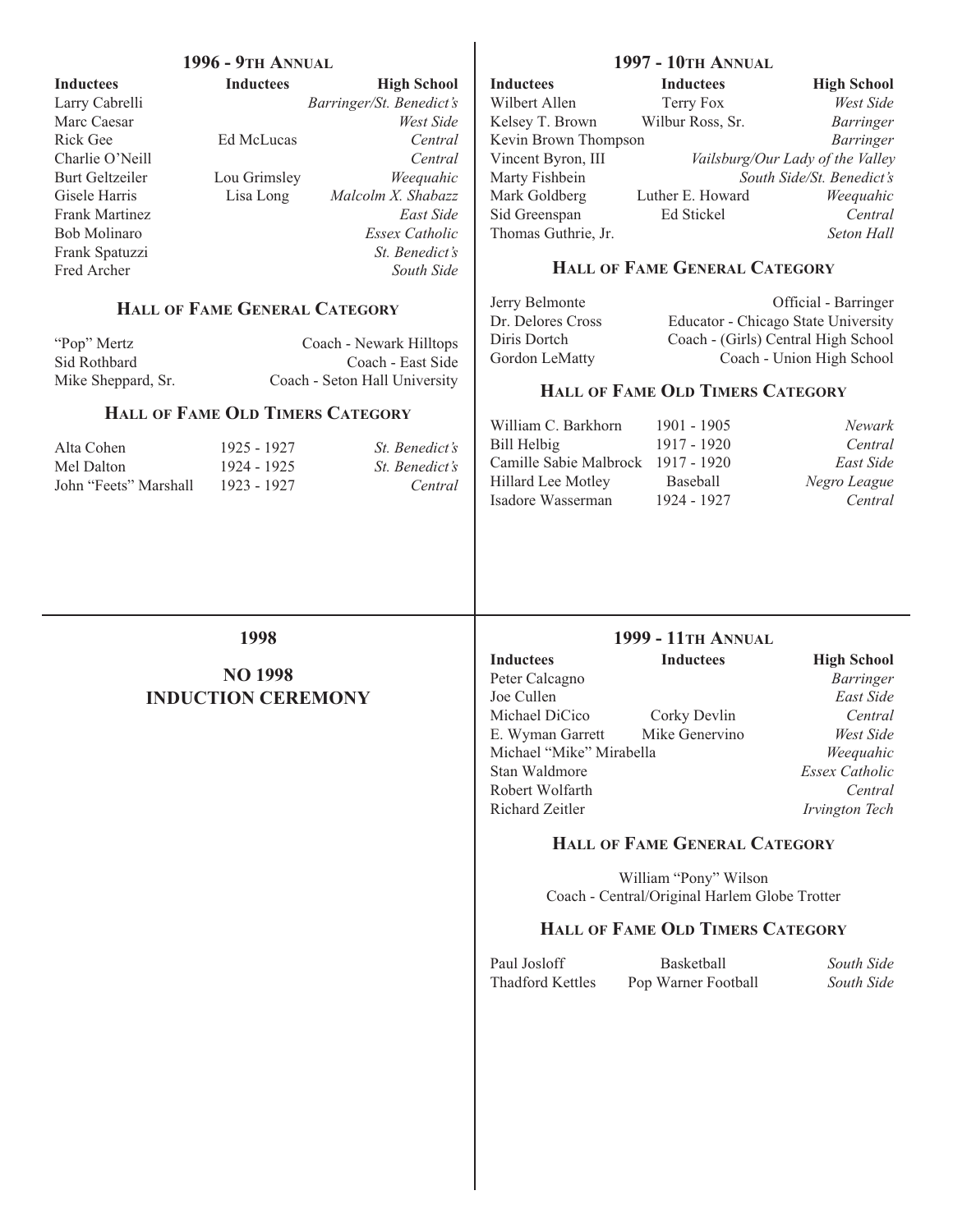## 1996 - 9th Annual

| Inductees | Inductees | High School |
|---|---|---|
| Larry Cabrelli | | *Barringer/St. Benedict's* |
| Marc Caesar | | *West Side* |
| Rick Gee | Ed McLucas | *Central* |
| Charlie O'Neill | | *Central* |
| Burt Geltzeiler | Lou Grimsley | *Weequahic* |
| Gisele Harris | Lisa Long | *Malcolm X. Shabazz* |
| Frank Martinez | | *East Side* |
| Bob Molinaro | | *Essex Catholic* |
| Frank Spatuzzi | | *St. Benedict's* |
| Fred Archer | | *South Side* |

### Hall of Fame General Category

| | |
|---|---|
| "Pop" Mertz | Coach - Newark Hilltops |
| Sid Rothbard | Coach - East Side |
| Mike Sheppard, Sr. | Coach - Seton Hall University |

### Hall of Fame Old Timers Category

| | | |
|---|---|---|
| Alta Cohen | 1925 - 1927 | *St. Benedict's* |
| Mel Dalton | 1924 - 1925 | *St. Benedict's* |
| John "Feets" Marshall | 1923 - 1927 | *Central* |

## 1997 - 10th Annual

| Inductees | Inductees | High School |
|---|---|---|
| Wilbert Allen | Terry Fox | *West Side* |
| Kelsey T. Brown | Wilbur Ross, Sr. | *Barringer* |
| Kevin Brown Thompson | | *Barringer* |
| Vincent Byron, III | | *Vailsburg/Our Lady of the Valley* |
| Marty Fishbein | | *South Side/St. Benedict's* |
| Mark Goldberg | Luther E. Howard | *Weequahic* |
| Sid Greenspan | Ed Stickel | *Central* |
| Thomas Guthrie, Jr. | | *Seton Hall* |

### Hall of Fame General Category

| | |
|---|---|
| Jerry Belmonte | Official - Barringer |
| Dr. Delores Cross | Educator - Chicago State University |
| Diris Dortch | Coach - (Girls) Central High School |
| Gordon LeMatty | Coach - Union High School |

### Hall of Fame Old Timers Category

| | | |
|---|---|---|
| William C. Barkhorn | 1901 - 1905 | *Newark* |
| Bill Helbig | 1917 - 1920 | *Central* |
| Camille Sabie Malbrock | 1917 - 1920 | *East Side* |
| Hillard Lee Motley | Baseball | *Negro League* |
| Isadore Wasserman | 1924 - 1927 | *Central* |

## 1998

**NO 1998 INDUCTION CEREMONY**

## 1999 - 11th Annual

| Inductees | Inductees | High School |
|---|---|---|
| Peter Calcagno | | *Barringer* |
| Joe Cullen | | *East Side* |
| Michael DiCico | Corky Devlin | *Central* |
| E. Wyman Garrett | Mike Genervino | *West Side* |
| Michael "Mike" Mirabella | | *Weequahic* |
| Stan Waldmore | | *Essex Catholic* |
| Robert Wolfarth | | *Central* |
| Richard Zeitler | | *Irvington Tech* |

### Hall of Fame General Category

William "Pony" Wilson
Coach - Central/Original Harlem Globe Trotter

### Hall of Fame Old Timers Category

| | | |
|---|---|---|
| Paul Josloff | Basketball | *South Side* |
| Thadford Kettles | Pop Warner Football | *South Side* |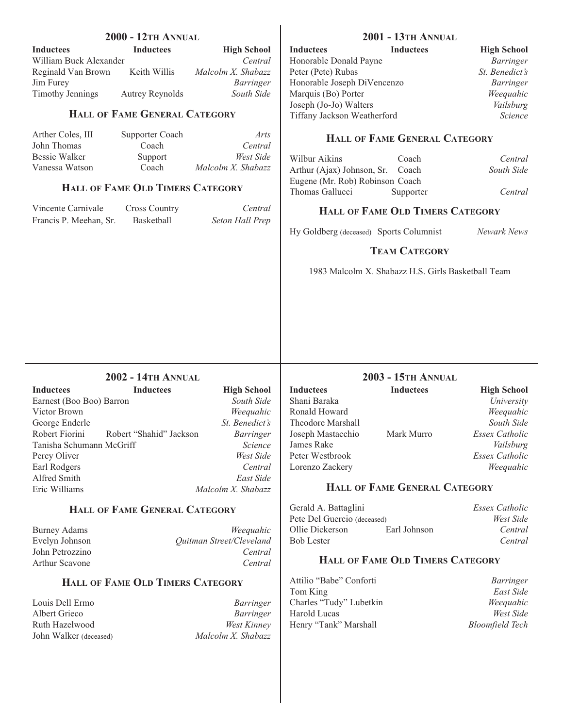## 2000 - 12th Annual

| Inductees | Inductees | High School |
|---|---|---|
| William Buck Alexander | | *Central* |
| Reginald Van Brown | Keith Willis | *Malcolm X. Shabazz* |
| Jim Furey | | *Barringer* |
| Timothy Jennings | Autrey Reynolds | *South Side* |

### Hall of Fame General Category

| | | |
|---|---|---|
| Arther Coles, III | Supporter Coach | *Arts* |
| John Thomas | Coach | *Central* |
| Bessie Walker | Support | *West Side* |
| Vanessa Watson | Coach | *Malcolm X. Shabazz* |

### Hall of Fame Old Timers Category

| | | |
|---|---|---|
| Vincente Carnivale | Cross Country | *Central* |
| Francis P. Meehan, Sr. | Basketball | *Seton Hall Prep* |

## 2001 - 13th Annual

| Inductees | Inductees | High School |
|---|---|---|
| Honorable Donald Payne | | *Barringer* |
| Peter (Pete) Rubas | | *St. Benedict's* |
| Honorable Joseph DiVencenzo | | *Barringer* |
| Marquis (Bo) Porter | | *Weequahic* |
| Joseph (Jo-Jo) Walters | | *Vailsburg* |
| Tiffany Jackson Weatherford | | *Science* |

### Hall of Fame General Category

| | | |
|---|---|---|
| Wilbur Aikins | Coach | *Central* |
| Arthur (Ajax) Johnson, Sr. | Coach | *South Side* |
| Eugene (Mr. Rob) Robinson | Coach | |
| Thomas Gallucci | Supporter | *Central* |

### Hall of Fame Old Timers Category

| | | |
|---|---|---|
| Hy Goldberg (deceased) | Sports Columnist | *Newark News* |

### Team Category

1983 Malcolm X. Shabazz H.S. Girls Basketball Team

## 2002 - 14th Annual

| Inductees | Inductees | High School |
|---|---|---|
| Earnest (Boo Boo) Barron | | *South Side* |
| Victor Brown | | *Weequahic* |
| George Enderle | | *St. Benedict's* |
| Robert Fiorini | Robert "Shahid" Jackson | *Barringer* |
| Tanisha Schumann McGriff | | *Science* |
| Percy Oliver | | *West Side* |
| Earl Rodgers | | *Central* |
| Alfred Smith | | *East Side* |
| Eric Williams | | *Malcolm X. Shabazz* |

### Hall of Fame General Category

| | |
|---|---|
| Burney Adams | *Weequahic* |
| Evelyn Johnson | *Quitman Street/Cleveland* |
| John Petrozzino | *Central* |
| Arthur Scavone | *Central* |

### Hall of Fame Old Timers Category

| | |
|---|---|
| Louis Dell Ermo | *Barringer* |
| Albert Grieco | *Barringer* |
| Ruth Hazelwood | *West Kinney* |
| John Walker (deceased) | *Malcolm X. Shabazz* |

## 2003 - 15th Annual

| Inductees | Inductees | High School |
|---|---|---|
| Shani Baraka | | *University* |
| Ronald Howard | | *Weequahic* |
| Theodore Marshall | | *South Side* |
| Joseph Mastacchio | Mark Murro | *Essex Catholic* |
| James Rake | | *Vailsburg* |
| Peter Westbrook | | *Essex Catholic* |
| Lorenzo Zackery | | *Weequahic* |

### Hall of Fame General Category

| | | |
|---|---|---|
| Gerald A. Battaglini | | *Essex Catholic* |
| Pete Del Guercio (deceased) | | *West Side* |
| Ollie Dickerson | Earl Johnson | *Central* |
| Bob Lester | | *Central* |

### Hall of Fame Old Timers Category

| | |
|---|---|
| Attilio "Babe" Conforti | *Barringer* |
| Tom King | *East Side* |
| Charles "Tudy" Lubetkin | *Weequahic* |
| Harold Lucas | *West Side* |
| Henry "Tank" Marshall | *Bloomfield Tech* |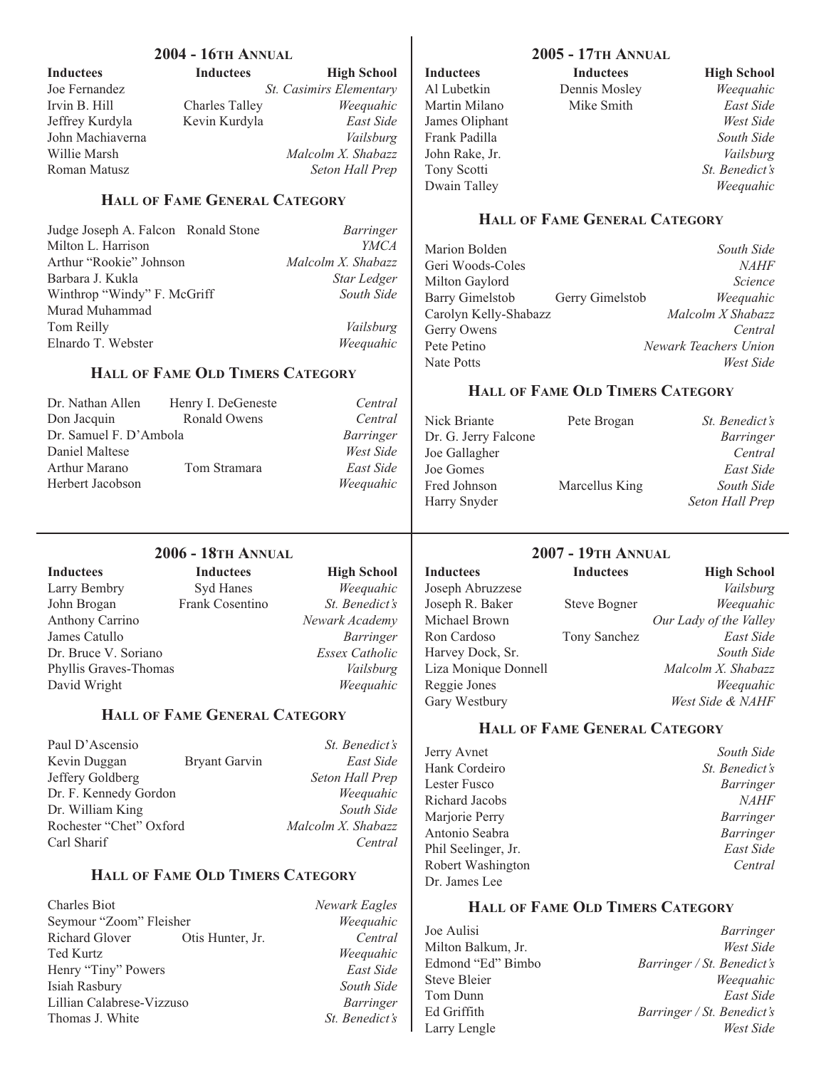## 2004 - 16th Annual

| Inductees | Inductees | High School |
|---|---|---|
| Joe Fernandez | | *St. Casimirs Elementary* |
| Irvin B. Hill | Charles Talley | *Weequahic* |
| Jeffrey Kurdyla | Kevin Kurdyla | *East Side* |
| John Machiaverna | | *Vailsburg* |
| Willie Marsh | | *Malcolm X. Shabazz* |
| Roman Matusz | | *Seton Hall Prep* |

### Hall of Fame General Category

| | | |
|---|---|---|
| Judge Joseph A. Falcon | Ronald Stone | *Barringer* |
| Milton L. Harrison | | *YMCA* |
| Arthur "Rookie" Johnson | | *Malcolm X. Shabazz* |
| Barbara J. Kukla | | *Star Ledger* |
| Winthrop "Windy" F. McGriff | | *South Side* |
| Murad Muhammad | | |
| Tom Reilly | | *Vailsburg* |
| Elnardo T. Webster | | *Weequahic* |

### Hall of Fame Old Timers Category

| | | |
|---|---|---|
| Dr. Nathan Allen | Henry I. DeGeneste | *Central* |
| Don Jacquin | Ronald Owens | *Central* |
| Dr. Samuel F. D'Ambola | | *Barringer* |
| Daniel Maltese | | *West Side* |
| Arthur Marano | Tom Stramara | *East Side* |
| Herbert Jacobson | | *Weequahic* |

## 2005 - 17th Annual

| Inductees | Inductees | High School |
|---|---|---|
| Al Lubetkin | Dennis Mosley | *Weequahic* |
| Martin Milano | Mike Smith | *East Side* |
| James Oliphant | | *West Side* |
| Frank Padilla | | *South Side* |
| John Rake, Jr. | | *Vailsburg* |
| Tony Scotti | | *St. Benedict's* |
| Dwain Talley | | *Weequahic* |

### Hall of Fame General Category

| | | |
|---|---|---|
| Marion Bolden | | *South Side* |
| Geri Woods-Coles | | *NAHF* |
| Milton Gaylord | | *Science* |
| Barry Gimelstob | Gerry Gimelstob | *Weequahic* |
| Carolyn Kelly-Shabazz | | *Malcolm X Shabazz* |
| Gerry Owens | | *Central* |
| Pete Petino | | *Newark Teachers Union* |
| Nate Potts | | *West Side* |

### Hall of Fame Old Timers Category

| | | |
|---|---|---|
| Nick Briante | Pete Brogan | *St. Benedict's* |
| Dr. G. Jerry Falcone | | *Barringer* |
| Joe Gallagher | | *Central* |
| Joe Gomes | | *East Side* |
| Fred Johnson | Marcellus King | *South Side* |
| Harry Snyder | | *Seton Hall Prep* |

## 2006 - 18th Annual

| Inductees | Inductees | High School |
|---|---|---|
| Larry Bembry | Syd Hanes | *Weequahic* |
| John Brogan | Frank Cosentino | *St. Benedict's* |
| Anthony Carrino | | *Newark Academy* |
| James Catullo | | *Barringer* |
| Dr. Bruce V. Soriano | | *Essex Catholic* |
| Phyllis Graves-Thomas | | *Vailsburg* |
| David Wright | | *Weequahic* |

### Hall of Fame General Category

| | | |
|---|---|---|
| Paul D'Ascensio | | *St. Benedict's* |
| Kevin Duggan | Bryant Garvin | *East Side* |
| Jeffery Goldberg | | *Seton Hall Prep* |
| Dr. F. Kennedy Gordon | | *Weequahic* |
| Dr. William King | | *South Side* |
| Rochester "Chet" Oxford | | *Malcolm X. Shabazz* |
| Carl Sharif | | *Central* |

### Hall of Fame Old Timers Category

| | | |
|---|---|---|
| Charles Biot | | *Newark Eagles* |
| Seymour "Zoom" Fleisher | | *Weequahic* |
| Richard Glover | Otis Hunter, Jr. | *Central* |
| Ted Kurtz | | *Weequahic* |
| Henry "Tiny" Powers | | *East Side* |
| Isiah Rasbury | | *South Side* |
| Lillian Calabrese-Vizzuso | | *Barringer* |
| Thomas J. White | | *St. Benedict's* |

## 2007 - 19th Annual

| Inductees | Inductees | High School |
|---|---|---|
| Joseph Abruzzese | | *Vailsburg* |
| Joseph R. Baker | Steve Bogner | *Weequahic* |
| Michael Brown | | *Our Lady of the Valley* |
| Ron Cardoso | Tony Sanchez | *East Side* |
| Harvey Dock, Sr. | | *South Side* |
| Liza Monique Donnell | | *Malcolm X. Shabazz* |
| Reggie Jones | | *Weequahic* |
| Gary Westbury | | *West Side & NAHF* |

### Hall of Fame General Category

| | | |
|---|---|---|
| Jerry Avnet | | *South Side* |
| Hank Cordeiro | | *St. Benedict's* |
| Lester Fusco | | *Barringer* |
| Richard Jacobs | | *NAHF* |
| Marjorie Perry | | *Barringer* |
| Antonio Seabra | | *Barringer* |
| Phil Seelinger, Jr. | | *East Side* |
| Robert Washington | | *Central* |
| Dr. James Lee | | |

### Hall of Fame Old Timers Category

| | | |
|---|---|---|
| Joe Aulisi | | *Barringer* |
| Milton Balkum, Jr. | | *West Side* |
| Edmond "Ed" Bimbo | | *Barringer / St. Benedict's* |
| Steve Bleier | | *Weequahic* |
| Tom Dunn | | *East Side* |
| Ed Griffith | | *Barringer / St. Benedict's* |
| Larry Lengle | | *West Side* |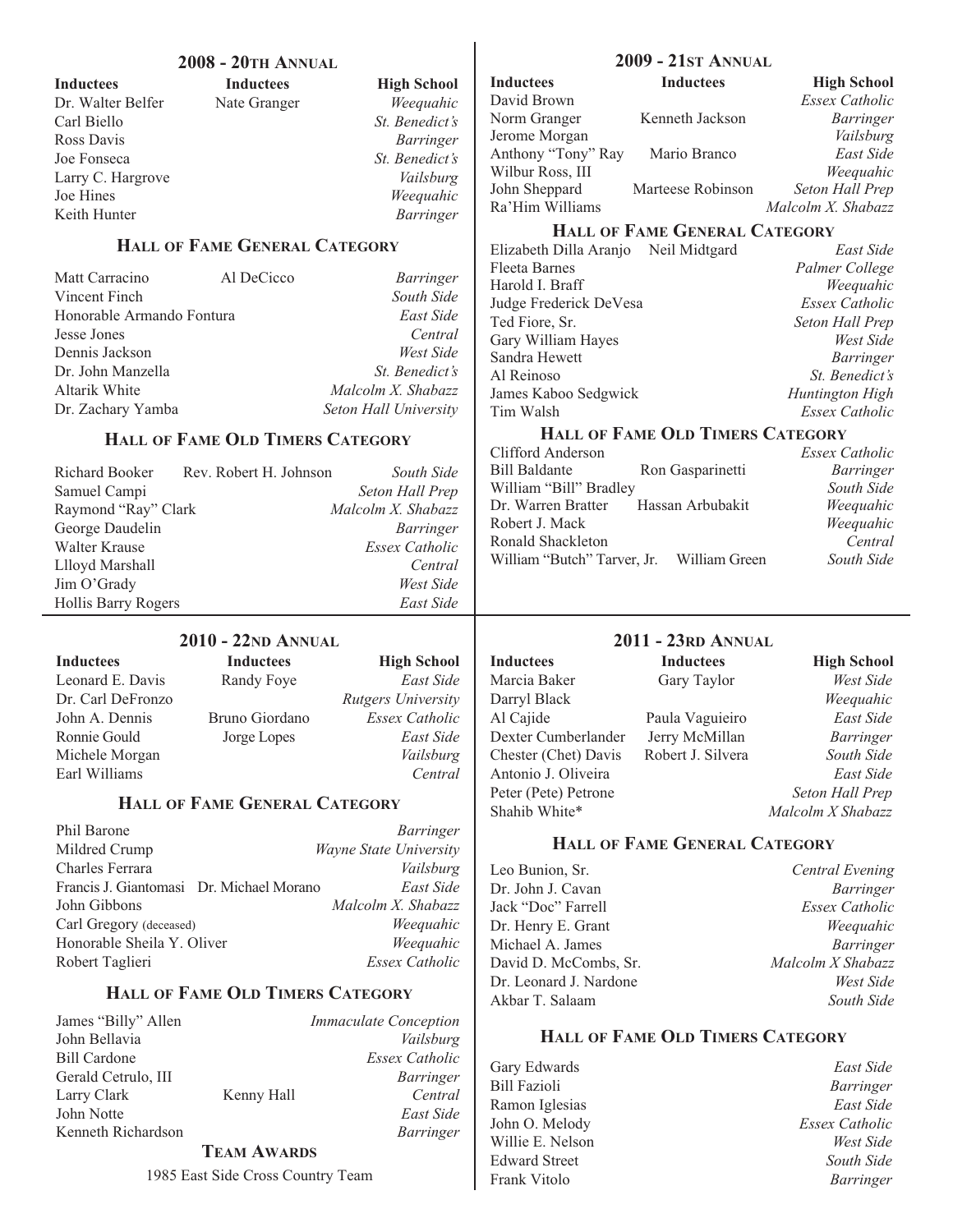## 2008 - 20th Annual

| Inductees | Inductees | High School |
|---|---|---|
| Dr. Walter Belfer | Nate Granger | *Weequahic* |
| Carl Biello | | *St. Benedict's* |
| Ross Davis | | *Barringer* |
| Joe Fonseca | | *St. Benedict's* |
| Larry C. Hargrove | | *Vailsburg* |
| Joe Hines | | *Weequahic* |
| Keith Hunter | | *Barringer* |

### Hall of Fame General Category

| | | |
|---|---|---|
| Matt Carracino | Al DeCicco | *Barringer* |
| Vincent Finch | | *South Side* |
| Honorable Armando Fontura | | *East Side* |
| Jesse Jones | | *Central* |
| Dennis Jackson | | *West Side* |
| Dr. John Manzella | | *St. Benedict's* |
| Altarik White | | *Malcolm X. Shabazz* |
| Dr. Zachary Yamba | | *Seton Hall University* |

### Hall of Fame Old Timers Category

| | | |
|---|---|---|
| Richard Booker | Rev. Robert H. Johnson | *South Side* |
| Samuel Campi | | *Seton Hall Prep* |
| Raymond "Ray" Clark | | *Malcolm X. Shabazz* |
| George Daudelin | | *Barringer* |
| Walter Krause | | *Essex Catholic* |
| Llloyd Marshall | | *Central* |
| Jim O'Grady | | *West Side* |
| Hollis Barry Rogers | | *East Side* |

## 2009 - 21st Annual

| Inductees | Inductees | High School |
|---|---|---|
| David Brown | | *Essex Catholic* |
| Norm Granger | Kenneth Jackson | *Barringer* |
| Jerome Morgan | | *Vailsburg* |
| Anthony "Tony" Ray | Mario Branco | *East Side* |
| Wilbur Ross, III | | *Weequahic* |
| John Sheppard | Marteese Robinson | *Seton Hall Prep* |
| Ra'Him Williams | | *Malcolm X. Shabazz* |

### Hall of Fame General Category

| | | |
|---|---|---|
| Elizabeth Dilla Aranjo | Neil Midtgard | *East Side* |
| Fleeta Barnes | | *Palmer College* |
| Harold I. Braff | | *Weequahic* |
| Judge Frederick DeVesa | | *Essex Catholic* |
| Ted Fiore, Sr. | | *Seton Hall Prep* |
| Gary William Hayes | | *West Side* |
| Sandra Hewett | | *Barringer* |
| Al Reinoso | | *St. Benedict's* |
| James Kaboo Sedgwick | | *Huntington High* |
| Tim Walsh | | *Essex Catholic* |

### Hall of Fame Old Timers Category

| | | |
|---|---|---|
| Clifford Anderson | | *Essex Catholic* |
| Bill Baldante | Ron Gasparinetti | *Barringer* |
| William "Bill" Bradley | | *South Side* |
| Dr. Warren Bratter | Hassan Arbubakit | *Weequahic* |
| Robert J. Mack | | *Weequahic* |
| Ronald Shackleton | | *Central* |
| William "Butch" Tarver, Jr. | William Green | *South Side* |

## 2010 - 22nd Annual

| Inductees | Inductees | High School |
|---|---|---|
| Leonard E. Davis | Randy Foye | *East Side* |
| Dr. Carl DeFronzo | | *Rutgers University* |
| John A. Dennis | Bruno Giordano | *Essex Catholic* |
| Ronnie Gould | Jorge Lopes | *East Side* |
| Michele Morgan | | *Vailsburg* |
| Earl Williams | | *Central* |

### Hall of Fame General Category

| | | |
|---|---|---|
| Phil Barone | | *Barringer* |
| Mildred Crump | | *Wayne State University* |
| Charles Ferrara | | *Vailsburg* |
| Francis J. Giantomasi | Dr. Michael Morano | *East Side* |
| John Gibbons | | *Malcolm X. Shabazz* |
| Carl Gregory (deceased) | | *Weequahic* |
| Honorable Sheila Y. Oliver | | *Weequahic* |
| Robert Taglieri | | *Essex Catholic* |

### Hall of Fame Old Timers Category

| | | |
|---|---|---|
| James "Billy" Allen | | *Immaculate Conception* |
| John Bellavia | | *Vailsburg* |
| Bill Cardone | | *Essex Catholic* |
| Gerald Cetrulo, III | | *Barringer* |
| Larry Clark | Kenny Hall | *Central* |
| John Notte | | *East Side* |
| Kenneth Richardson | | *Barringer* |

### Team Awards

1985 East Side Cross Country Team

## 2011 - 23rd Annual

| Inductees | Inductees | High School |
|---|---|---|
| Marcia Baker | Gary Taylor | *West Side* |
| Darryl Black | | *Weequahic* |
| Al Cajide | Paula Vaguieiro | *East Side* |
| Dexter Cumberlander | Jerry McMillan | *Barringer* |
| Chester (Chet) Davis | Robert J. Silvera | *South Side* |
| Antonio J. Oliveira | | *East Side* |
| Peter (Pete) Petrone | | *Seton Hall Prep* |
| Shahib White* | | *Malcolm X Shabazz* |

### Hall of Fame General Category

| | |
|---|---|
| Leo Bunion, Sr. | *Central Evening* |
| Dr. John J. Cavan | *Barringer* |
| Jack "Doc" Farrell | *Essex Catholic* |
| Dr. Henry E. Grant | *Weequahic* |
| Michael A. James | *Barringer* |
| David D. McCombs, Sr. | *Malcolm X Shabazz* |
| Dr. Leonard J. Nardone | *West Side* |
| Akbar T. Salaam | *South Side* |

### Hall of Fame Old Timers Category

| | |
|---|---|
| Gary Edwards | *East Side* |
| Bill Fazioli | *Barringer* |
| Ramon Iglesias | *East Side* |
| John O. Melody | *Essex Catholic* |
| Willie E. Nelson | *West Side* |
| Edward Street | *South Side* |
| Frank Vitolo | *Barringer* |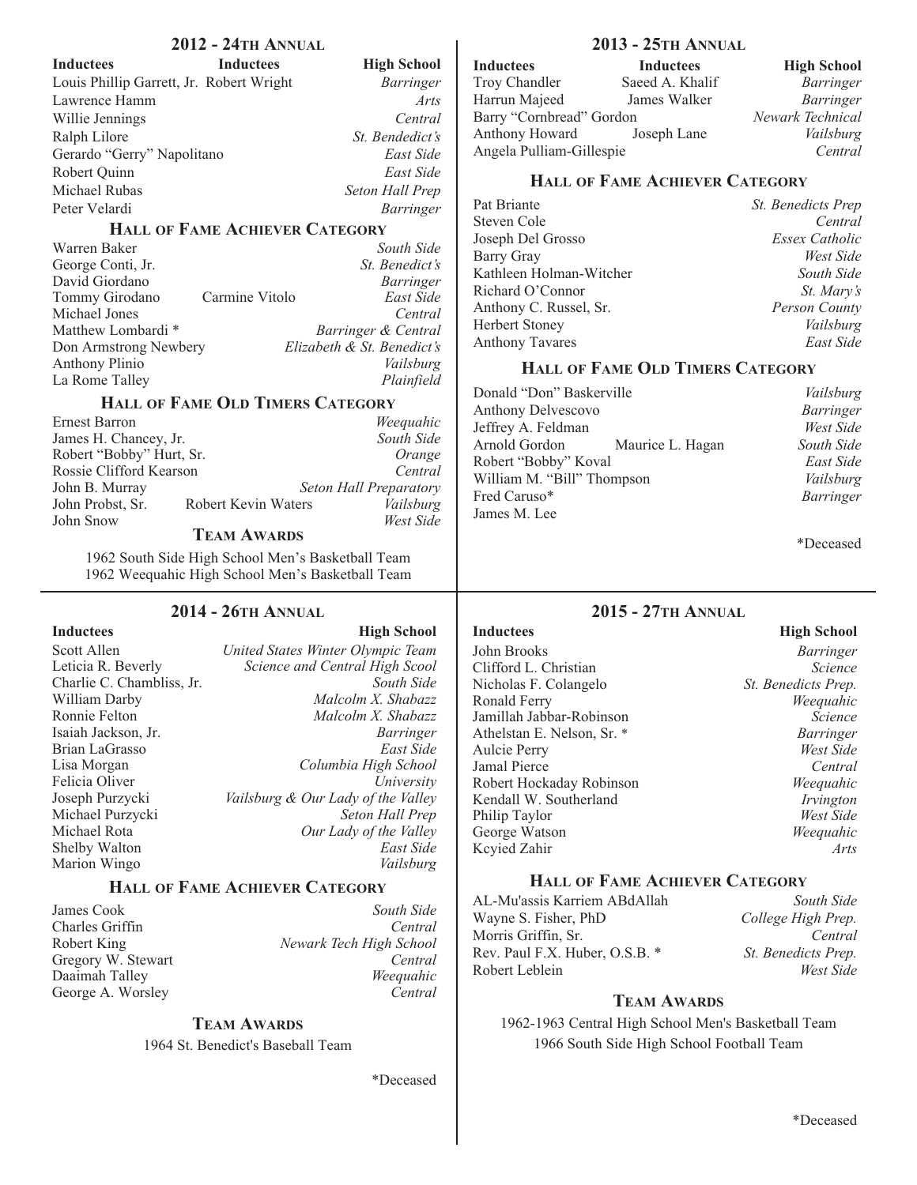## 2012 - 24th Annual

| Inductees | Inductees | High School |
|---|---|---|
| Louis Phillip Garrett, Jr. | Robert Wright | *Barringer* |
| Lawrence Hamm | | *Arts* |
| Willie Jennings | | *Central* |
| Ralph Lilore | | *St. Bendedict's* |
| Gerardo "Gerry" Napolitano | | *East Side* |
| Robert Quinn | | *East Side* |
| Michael Rubas | | *Seton Hall Prep* |
| Peter Velardi | | *Barringer* |

### Hall of Fame Achiever Category

| | | |
|---|---|---|
| Warren Baker | | *South Side* |
| George Conti, Jr. | | *St. Benedict's* |
| David Giordano | | *Barringer* |
| Tommy Girodano | Carmine Vitolo | *East Side* |
| Michael Jones | | *Central* |
| Matthew Lombardi * | | *Barringer & Central* |
| Don Armstrong Newbery | | *Elizabeth & St. Benedict's* |
| Anthony Plinio | | *Vailsburg* |
| La Rome Talley | | *Plainfield* |

### Hall of Fame Old Timers Category

| | | |
|---|---|---|
| Ernest Barron | | *Weequahic* |
| James H. Chancey, Jr. | | *South Side* |
| Robert "Bobby" Hurt, Sr. | | *Orange* |
| Rossie Clifford Kearson | | *Central* |
| John B. Murray | | *Seton Hall Preparatory* |
| John Probst, Sr. | Robert Kevin Waters | *Vailsburg* |
| John Snow | | *West Side* |

### Team Awards

1962 South Side High School Men's Basketball Team
1962 Weequahic High School Men's Basketball Team

## 2013 - 25th Annual

| Inductees | Inductees | High School |
|---|---|---|
| Troy Chandler | Saeed A. Khalif | *Barringer* |
| Harrun Majeed | James Walker | *Barringer* |
| Barry "Cornbread" Gordon | | *Newark Technical* |
| Anthony Howard | Joseph Lane | *Vailsburg* |
| Angela Pulliam-Gillespie | | *Central* |

### Hall of Fame Achiever Category

| | | |
|---|---|---|
| Pat Briante | | *St. Benedicts Prep* |
| Steven Cole | | *Central* |
| Joseph Del Grosso | | *Essex Catholic* |
| Barry Gray | | *West Side* |
| Kathleen Holman-Witcher | | *South Side* |
| Richard O'Connor | | *St. Mary's* |
| Anthony C. Russel, Sr. | | *Person County* |
| Herbert Stoney | | *Vailsburg* |
| Anthony Tavares | | *East Side* |

### Hall of Fame Old Timers Category

| | | |
|---|---|---|
| Donald "Don" Baskerville | | *Vailsburg* |
| Anthony Delvescovo | | *Barringer* |
| Jeffrey A. Feldman | | *West Side* |
| Arnold Gordon | Maurice L. Hagan | *South Side* |
| Robert "Bobby" Koval | | *East Side* |
| William M. "Bill" Thompson | | *Vailsburg* |
| Fred Caruso* | | *Barringer* |
| James M. Lee | | |

*Deceased

## 2014 - 26th Annual

| Inductees | High School |
|---|---|
| Scott Allen | *United States Winter Olympic Team* |
| Leticia R. Beverly | *Science and Central High Scool* |
| Charlie C. Chambliss, Jr. | *South Side* |
| William Darby | *Malcolm X. Shabazz* |
| Ronnie Felton | *Malcolm X. Shabazz* |
| Isaiah Jackson, Jr. | *Barringer* |
| Brian LaGrasso | *East Side* |
| Lisa Morgan | *Columbia High School* |
| Felicia Oliver | *University* |
| Joseph Purzycki | *Vailsburg & Our Lady of the Valley* |
| Michael Purzycki | *Seton Hall Prep* |
| Michael Rota | *Our Lady of the Valley* |
| Shelby Walton | *East Side* |
| Marion Wingo | *Vailsburg* |

### Hall of Fame Achiever Category

| | |
|---|---|
| James Cook | *South Side* |
| Charles Griffin | *Central* |
| Robert King | *Newark Tech High School* |
| Gregory W. Stewart | *Central* |
| Daaimah Talley | *Weequahic* |
| George A. Worsley | *Central* |

### Team Awards

1964 St. Benedict's Baseball Team

*Deceased

## 2015 - 27th Annual

| Inductees | High School |
|---|---|
| John Brooks | *Barringer* |
| Clifford L. Christian | *Science* |
| Nicholas F. Colangelo | *St. Benedicts Prep.* |
| Ronald Ferry | *Weequahic* |
| Jamillah Jabbar-Robinson | *Science* |
| Athelstan E. Nelson, Sr. * | *Barringer* |
| Aulcie Perry | *West Side* |
| Jamal Pierce | *Central* |
| Robert Hockaday Robinson | *Weequahic* |
| Kendall W. Southerland | *Irvington* |
| Philip Taylor | *West Side* |
| George Watson | *Weequahic* |
| Kcyied Zahir | *Arts* |

### Hall of Fame Achiever Category

| | |
|---|---|
| AL-Mu'assis Karriem ABdAllah | *South Side* |
| Wayne S. Fisher, PhD | *College High Prep.* |
| Morris Griffin, Sr. | *Central* |
| Rev. Paul F.X. Huber, O.S.B. * | *St. Benedicts Prep.* |
| Robert Leblein | *West Side* |

### Team Awards

1962-1963 Central High School Men's Basketball Team
1966 South Side High School Football Team

*Deceased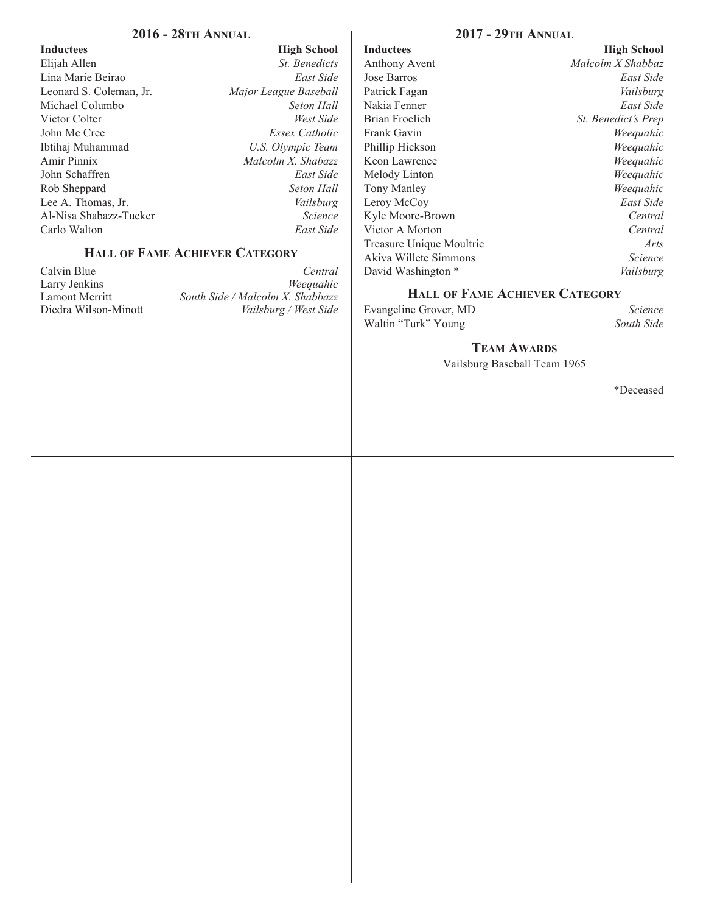## 2016 - 28th Annual

| Inductees | High School |
| --- | --- |
| Elijah Allen | *St. Benedicts* |
| Lina Marie Beirao | *East Side* |
| Leonard S. Coleman, Jr. | *Major League Baseball* |
| Michael Columbo | *Seton Hall* |
| Victor Colter | *West Side* |
| John Mc Cree | *Essex Catholic* |
| Ibtihaj Muhammad | *U.S. Olympic Team* |
| Amir Pinnix | *Malcolm X. Shabazz* |
| John Schaffren | *East Side* |
| Rob Sheppard | *Seton Hall* |
| Lee A. Thomas, Jr. | *Vailsburg* |
| Al-Nisa Shabazz-Tucker | *Science* |
| Carlo Walton | *East Side* |

### Hall of Fame Achiever Category

| | |
| --- | --- |
| Calvin Blue | *Central* |
| Larry Jenkins | *Weequahic* |
| Lamont Merritt | *South Side / Malcolm X. Shabbazz* |
| Diedra Wilson-Minott | *Vailsburg / West Side* |

## 2017 - 29th Annual

| Inductees | High School |
| --- | --- |
| Anthony Avent | *Malcolm X Shabbaz* |
| Jose Barros | *East Side* |
| Patrick Fagan | *Vailsburg* |
| Nakia Fenner | *East Side* |
| Brian Froelich | *St. Benedict's Prep* |
| Frank Gavin | *Weequahic* |
| Phillip Hickson | *Weequahic* |
| Keon Lawrence | *Weequahic* |
| Melody Linton | *Weequahic* |
| Tony Manley | *Weequahic* |
| Leroy McCoy | *East Side* |
| Kyle Moore-Brown | *Central* |
| Victor A Morton | *Central* |
| Treasure Unique Moultrie | *Arts* |
| Akiva Willete Simmons | *Science* |
| David Washington * | *Vailsburg* |

### Hall of Fame Achiever Category

| | |
| --- | --- |
| Evangeline Grover, MD | *Science* |
| Waltin "Turk" Young | *South Side* |

### Team Awards

Vailsburg Baseball Team 1965

*Deceased